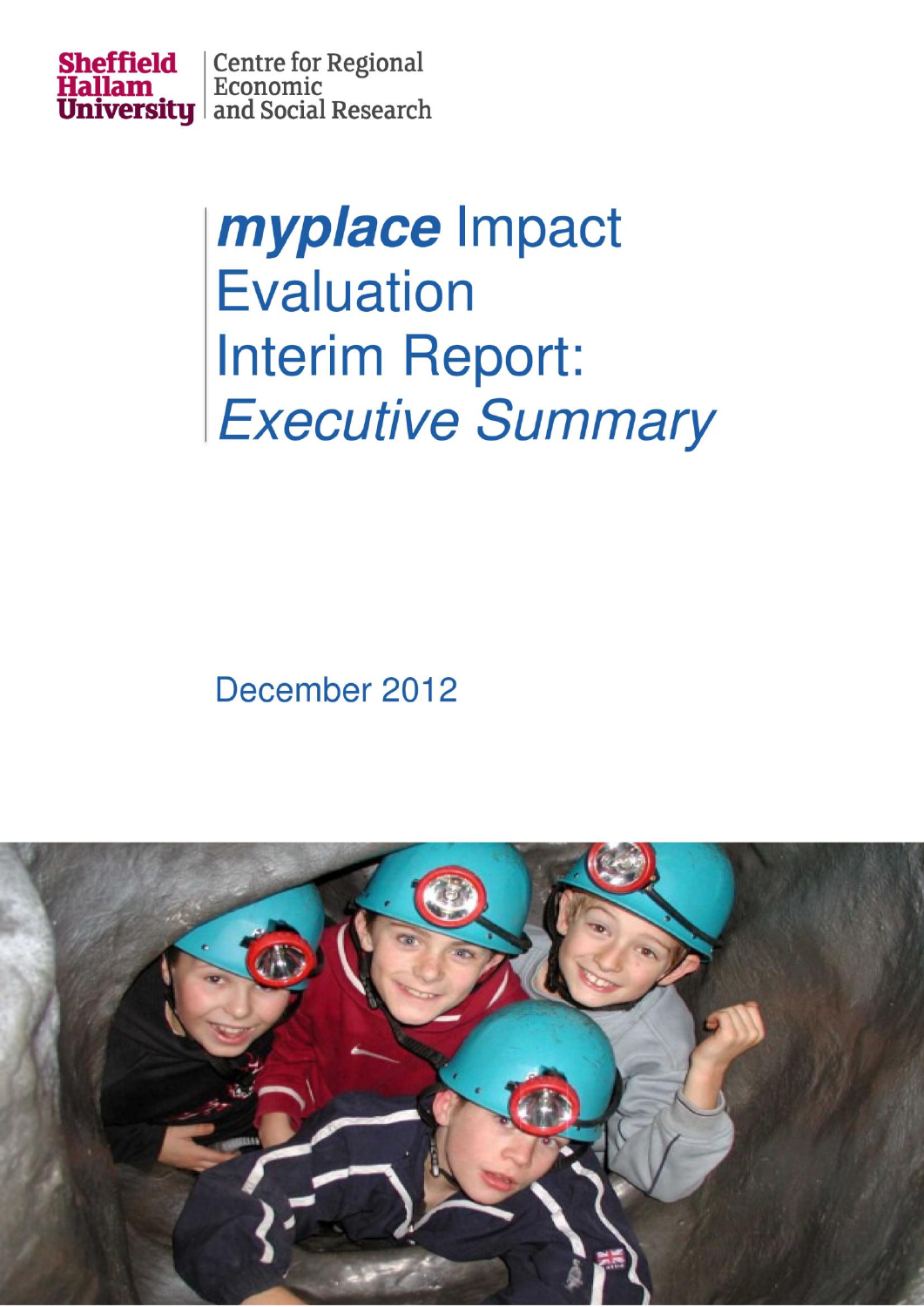Sheffield Hallam University | Centre for Regional Economic and Social Research

# ***myplace*** Impact Evaluation Interim Report: *Executive Summary*

December 2012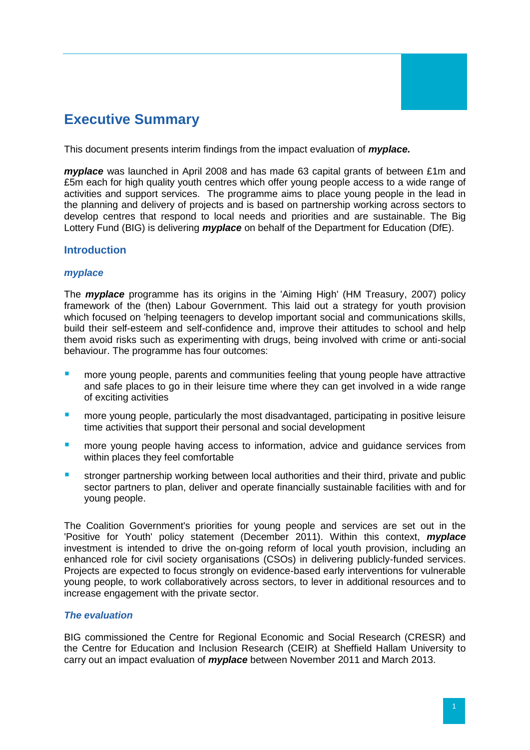# Executive Summary

This document presents interim findings from the impact evaluation of ***myplace.***

***myplace*** was launched in April 2008 and has made 63 capital grants of between £1m and £5m each for high quality youth centres which offer young people access to a wide range of activities and support services. The programme aims to place young people in the lead in the planning and delivery of projects and is based on partnership working across sectors to develop centres that respond to local needs and priorities and are sustainable. The Big Lottery Fund (BIG) is delivering ***myplace*** on behalf of the Department for Education (DfE).

## Introduction

### *myplace*

The ***myplace*** programme has its origins in the 'Aiming High' (HM Treasury, 2007) policy framework of the (then) Labour Government. This laid out a strategy for youth provision which focused on 'helping teenagers to develop important social and communications skills, build their self-esteem and self-confidence and, improve their attitudes to school and help them avoid risks such as experimenting with drugs, being involved with crime or anti-social behaviour. The programme has four outcomes:

- more young people, parents and communities feeling that young people have attractive and safe places to go in their leisure time where they can get involved in a wide range of exciting activities
- more young people, particularly the most disadvantaged, participating in positive leisure time activities that support their personal and social development
- more young people having access to information, advice and guidance services from within places they feel comfortable
- stronger partnership working between local authorities and their third, private and public sector partners to plan, deliver and operate financially sustainable facilities with and for young people.

The Coalition Government's priorities for young people and services are set out in the 'Positive for Youth' policy statement (December 2011). Within this context, ***myplace*** investment is intended to drive the on-going reform of local youth provision, including an enhanced role for civil society organisations (CSOs) in delivering publicly-funded services. Projects are expected to focus strongly on evidence-based early interventions for vulnerable young people, to work collaboratively across sectors, to lever in additional resources and to increase engagement with the private sector.

### *The evaluation*

BIG commissioned the Centre for Regional Economic and Social Research (CRESR) and the Centre for Education and Inclusion Research (CEIR) at Sheffield Hallam University to carry out an impact evaluation of ***myplace*** between November 2011 and March 2013.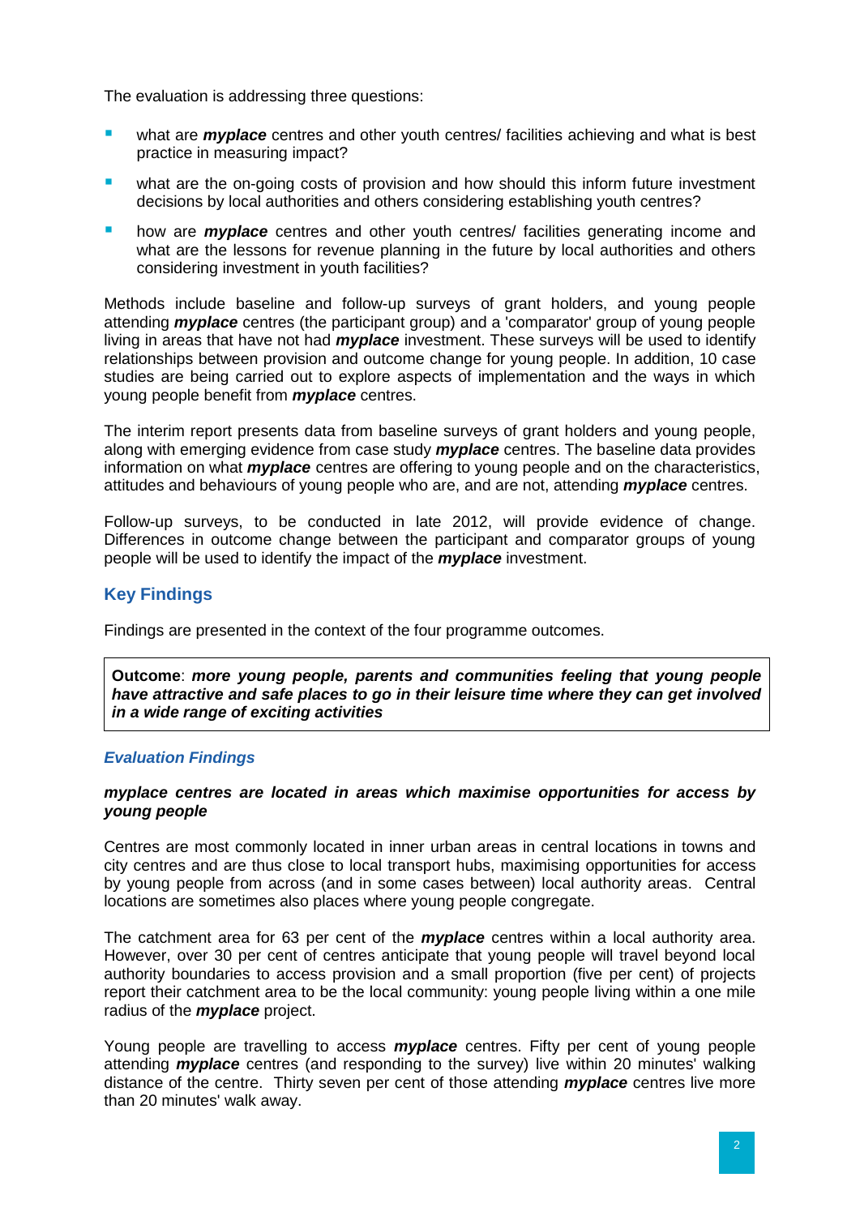The evaluation is addressing three questions:

- what are ***myplace*** centres and other youth centres/ facilities achieving and what is best practice in measuring impact?
- what are the on-going costs of provision and how should this inform future investment decisions by local authorities and others considering establishing youth centres?
- how are ***myplace*** centres and other youth centres/ facilities generating income and what are the lessons for revenue planning in the future by local authorities and others considering investment in youth facilities?

Methods include baseline and follow-up surveys of grant holders, and young people attending ***myplace*** centres (the participant group) and a 'comparator' group of young people living in areas that have not had ***myplace*** investment. These surveys will be used to identify relationships between provision and outcome change for young people. In addition, 10 case studies are being carried out to explore aspects of implementation and the ways in which young people benefit from ***myplace*** centres.

The interim report presents data from baseline surveys of grant holders and young people, along with emerging evidence from case study ***myplace*** centres. The baseline data provides information on what ***myplace*** centres are offering to young people and on the characteristics, attitudes and behaviours of young people who are, and are not, attending ***myplace*** centres.

Follow-up surveys, to be conducted in late 2012, will provide evidence of change. Differences in outcome change between the participant and comparator groups of young people will be used to identify the impact of the ***myplace*** investment.

## Key Findings

Findings are presented in the context of the four programme outcomes.

**Outcome**: ***more young people, parents and communities feeling that young people have attractive and safe places to go in their leisure time where they can get involved in a wide range of exciting activities***

### *Evaluation Findings*

***myplace centres are located in areas which maximise opportunities for access by young people***

Centres are most commonly located in inner urban areas in central locations in towns and city centres and are thus close to local transport hubs, maximising opportunities for access by young people from across (and in some cases between) local authority areas. Central locations are sometimes also places where young people congregate.

The catchment area for 63 per cent of the ***myplace*** centres within a local authority area. However, over 30 per cent of centres anticipate that young people will travel beyond local authority boundaries to access provision and a small proportion (five per cent) of projects report their catchment area to be the local community: young people living within a one mile radius of the ***myplace*** project.

Young people are travelling to access ***myplace*** centres. Fifty per cent of young people attending ***myplace*** centres (and responding to the survey) live within 20 minutes' walking distance of the centre. Thirty seven per cent of those attending ***myplace*** centres live more than 20 minutes' walk away.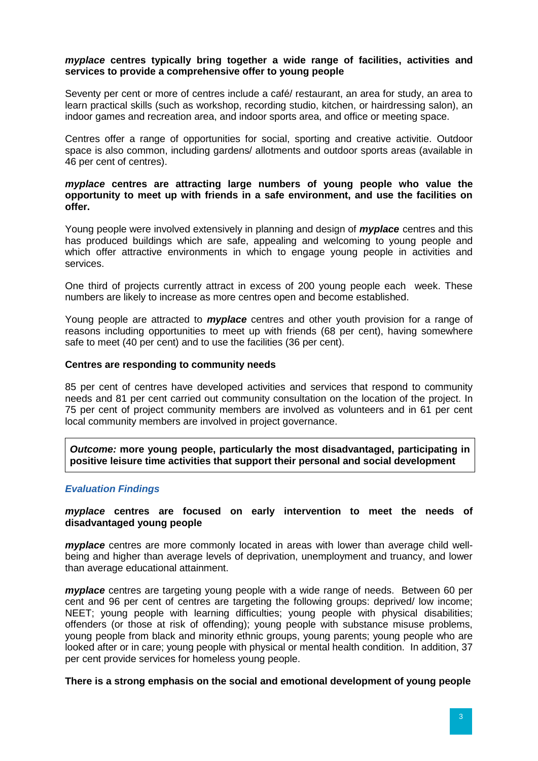***myplace* centres typically bring together a wide range of facilities, activities and services to provide a comprehensive offer to young people**

Seventy per cent or more of centres include a café/ restaurant, an area for study, an area to learn practical skills (such as workshop, recording studio, kitchen, or hairdressing salon), an indoor games and recreation area, and indoor sports area, and office or meeting space.

Centres offer a range of opportunities for social, sporting and creative activitie. Outdoor space is also common, including gardens/ allotments and outdoor sports areas (available in 46 per cent of centres).

***myplace* centres are attracting large numbers of young people who value the opportunity to meet up with friends in a safe environment, and use the facilities on offer.**

Young people were involved extensively in planning and design of ***myplace*** centres and this has produced buildings which are safe, appealing and welcoming to young people and which offer attractive environments in which to engage young people in activities and services.

One third of projects currently attract in excess of 200 young people each week. These numbers are likely to increase as more centres open and become established.

Young people are attracted to ***myplace*** centres and other youth provision for a range of reasons including opportunities to meet up with friends (68 per cent), having somewhere safe to meet (40 per cent) and to use the facilities (36 per cent).

**Centres are responding to community needs**

85 per cent of centres have developed activities and services that respond to community needs and 81 per cent carried out community consultation on the location of the project. In 75 per cent of project community members are involved as volunteers and in 61 per cent local community members are involved in project governance.

***Outcome:* more young people, particularly the most disadvantaged, participating in positive leisure time activities that support their personal and social development**

### *Evaluation Findings*

***myplace* centres are focused on early intervention to meet the needs of disadvantaged young people**

***myplace*** centres are more commonly located in areas with lower than average child well-being and higher than average levels of deprivation, unemployment and truancy, and lower than average educational attainment.

***myplace*** centres are targeting young people with a wide range of needs. Between 60 per cent and 96 per cent of centres are targeting the following groups: deprived/ low income; NEET; young people with learning difficulties; young people with physical disabilities; offenders (or those at risk of offending); young people with substance misuse problems, young people from black and minority ethnic groups, young parents; young people who are looked after or in care; young people with physical or mental health condition. In addition, 37 per cent provide services for homeless young people.

**There is a strong emphasis on the social and emotional development of young people**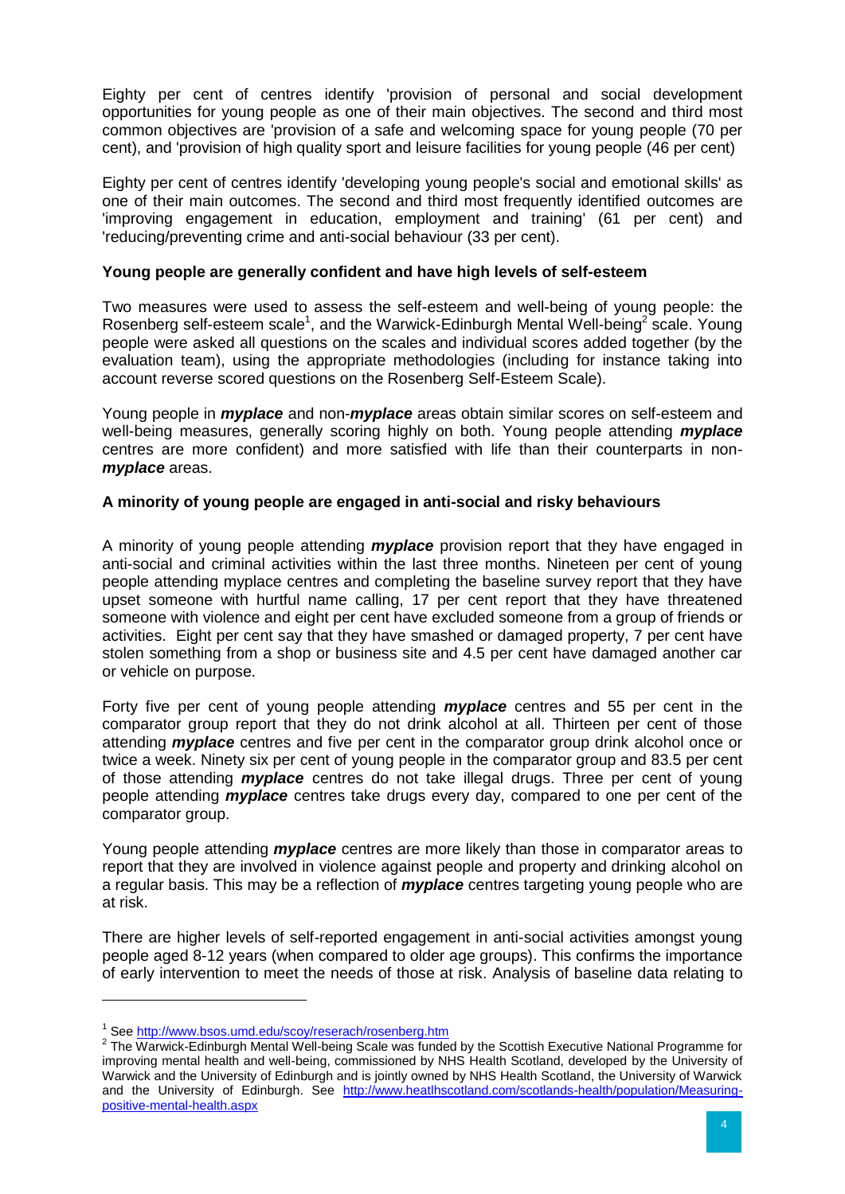Eighty per cent of centres identify 'provision of personal and social development opportunities for young people as one of their main objectives. The second and third most common objectives are 'provision of a safe and welcoming space for young people (70 per cent), and 'provision of high quality sport and leisure facilities for young people (46 per cent)

Eighty per cent of centres identify 'developing young people's social and emotional skills' as one of their main outcomes. The second and third most frequently identified outcomes are 'improving engagement in education, employment and training' (61 per cent) and 'reducing/preventing crime and anti-social behaviour (33 per cent).

**Young people are generally confident and have high levels of self-esteem**

Two measures were used to assess the self-esteem and well-being of young people: the Rosenberg self-esteem scale[1], and the Warwick-Edinburgh Mental Well-being[2] scale. Young people were asked all questions on the scales and individual scores added together (by the evaluation team), using the appropriate methodologies (including for instance taking into account reverse scored questions on the Rosenberg Self-Esteem Scale).

Young people in ***myplace*** and non-***myplace*** areas obtain similar scores on self-esteem and well-being measures, generally scoring highly on both. Young people attending ***myplace*** centres are more confident) and more satisfied with life than their counterparts in non-***myplace*** areas.

**A minority of young people are engaged in anti-social and risky behaviours**

A minority of young people attending ***myplace*** provision report that they have engaged in anti-social and criminal activities within the last three months. Nineteen per cent of young people attending myplace centres and completing the baseline survey report that they have upset someone with hurtful name calling, 17 per cent report that they have threatened someone with violence and eight per cent have excluded someone from a group of friends or activities. Eight per cent say that they have smashed or damaged property, 7 per cent have stolen something from a shop or business site and 4.5 per cent have damaged another car or vehicle on purpose.

Forty five per cent of young people attending ***myplace*** centres and 55 per cent in the comparator group report that they do not drink alcohol at all. Thirteen per cent of those attending ***myplace*** centres and five per cent in the comparator group drink alcohol once or twice a week. Ninety six per cent of young people in the comparator group and 83.5 per cent of those attending ***myplace*** centres do not take illegal drugs. Three per cent of young people attending ***myplace*** centres take drugs every day, compared to one per cent of the comparator group.

Young people attending ***myplace*** centres are more likely than those in comparator areas to report that they are involved in violence against people and property and drinking alcohol on a regular basis. This may be a reflection of ***myplace*** centres targeting young people who are at risk.

There are higher levels of self-reported engagement in anti-social activities amongst young people aged 8-12 years (when compared to older age groups). This confirms the importance of early intervention to meet the needs of those at risk. Analysis of baseline data relating to

---

[1] See http://www.bsos.umd.edu/scoy/reserach/rosenberg.htm

[2] The Warwick-Edinburgh Mental Well-being Scale was funded by the Scottish Executive National Programme for improving mental health and well-being, commissioned by NHS Health Scotland, developed by the University of Warwick and the University of Edinburgh and is jointly owned by NHS Health Scotland, the University of Warwick and the University of Edinburgh. See http://www.heatlhscotland.com/scotlands-health/population/Measuring-positive-mental-health.aspx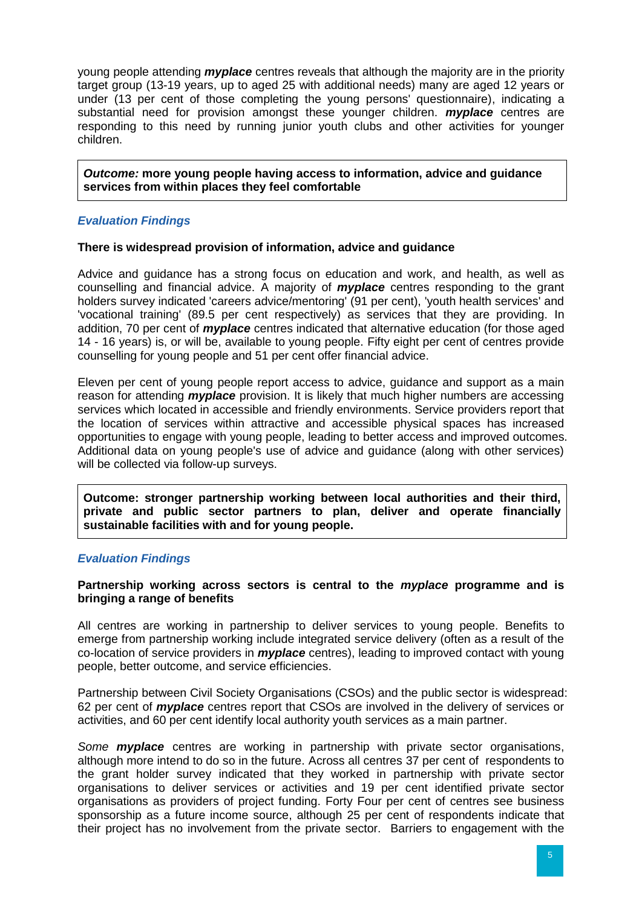young people attending ***myplace*** centres reveals that although the majority are in the priority target group (13-19 years, up to aged 25 with additional needs) many are aged 12 years or under (13 per cent of those completing the young persons' questionnaire), indicating a substantial need for provision amongst these younger children. ***myplace*** centres are responding to this need by running junior youth clubs and other activities for younger children.

> ***Outcome:*** **more young people having access to information, advice and guidance services from within places they feel comfortable**

### *Evaluation Findings*

**There is widespread provision of information, advice and guidance**

Advice and guidance has a strong focus on education and work, and health, as well as counselling and financial advice. A majority of ***myplace*** centres responding to the grant holders survey indicated 'careers advice/mentoring' (91 per cent), 'youth health services' and 'vocational training' (89.5 per cent respectively) as services that they are providing. In addition, 70 per cent of ***myplace*** centres indicated that alternative education (for those aged 14 - 16 years) is, or will be, available to young people. Fifty eight per cent of centres provide counselling for young people and 51 per cent offer financial advice.

Eleven per cent of young people report access to advice, guidance and support as a main reason for attending ***myplace*** provision. It is likely that much higher numbers are accessing services which located in accessible and friendly environments. Service providers report that the location of services within attractive and accessible physical spaces has increased opportunities to engage with young people, leading to better access and improved outcomes. Additional data on young people's use of advice and guidance (along with other services) will be collected via follow-up surveys.

> **Outcome: stronger partnership working between local authorities and their third, private and public sector partners to plan, deliver and operate financially sustainable facilities with and for young people.**

### *Evaluation Findings*

**Partnership working across sectors is central to the *myplace* programme and is bringing a range of benefits**

All centres are working in partnership to deliver services to young people. Benefits to emerge from partnership working include integrated service delivery (often as a result of the co-location of service providers in ***myplace*** centres), leading to improved contact with young people, better outcome, and service efficiencies.

Partnership between Civil Society Organisations (CSOs) and the public sector is widespread: 62 per cent of ***myplace*** centres report that CSOs are involved in the delivery of services or activities, and 60 per cent identify local authority youth services as a main partner.

*Some* ***myplace*** centres are working in partnership with private sector organisations, although more intend to do so in the future. Across all centres 37 per cent of respondents to the grant holder survey indicated that they worked in partnership with private sector organisations to deliver services or activities and 19 per cent identified private sector organisations as providers of project funding. Forty Four per cent of centres see business sponsorship as a future income source, although 25 per cent of respondents indicate that their project has no involvement from the private sector. Barriers to engagement with the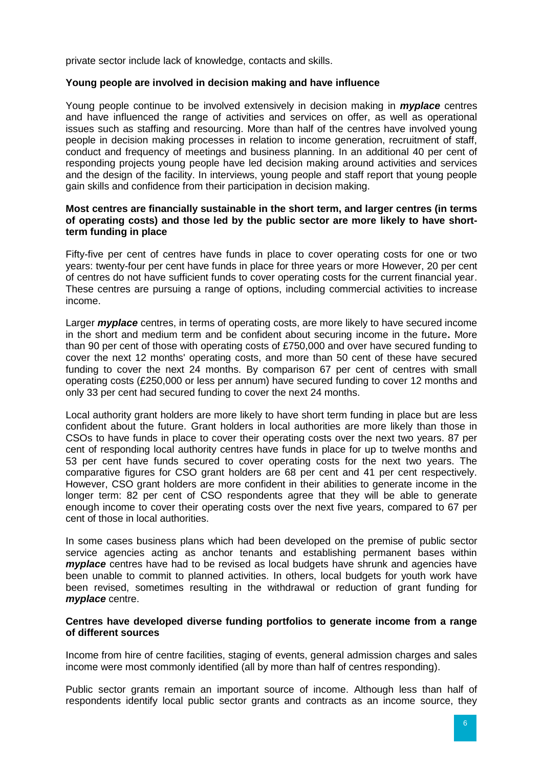private sector include lack of knowledge, contacts and skills.

**Young people are involved in decision making and have influence**

Young people continue to be involved extensively in decision making in ***myplace*** centres and have influenced the range of activities and services on offer, as well as operational issues such as staffing and resourcing. More than half of the centres have involved young people in decision making processes in relation to income generation, recruitment of staff, conduct and frequency of meetings and business planning. In an additional 40 per cent of responding projects young people have led decision making around activities and services and the design of the facility. In interviews, young people and staff report that young people gain skills and confidence from their participation in decision making.

**Most centres are financially sustainable in the short term, and larger centres (in terms of operating costs) and those led by the public sector are more likely to have short-term funding in place**

Fifty-five per cent of centres have funds in place to cover operating costs for one or two years: twenty-four per cent have funds in place for three years or more However, 20 per cent of centres do not have sufficient funds to cover operating costs for the current financial year. These centres are pursuing a range of options, including commercial activities to increase income.

Larger ***myplace*** centres, in terms of operating costs, are more likely to have secured income in the short and medium term and be confident about securing income in the future**.** More than 90 per cent of those with operating costs of £750,000 and over have secured funding to cover the next 12 months' operating costs, and more than 50 cent of these have secured funding to cover the next 24 months. By comparison 67 per cent of centres with small operating costs (£250,000 or less per annum) have secured funding to cover 12 months and only 33 per cent had secured funding to cover the next 24 months.

Local authority grant holders are more likely to have short term funding in place but are less confident about the future. Grant holders in local authorities are more likely than those in CSOs to have funds in place to cover their operating costs over the next two years. 87 per cent of responding local authority centres have funds in place for up to twelve months and 53 per cent have funds secured to cover operating costs for the next two years. The comparative figures for CSO grant holders are 68 per cent and 41 per cent respectively. However, CSO grant holders are more confident in their abilities to generate income in the longer term: 82 per cent of CSO respondents agree that they will be able to generate enough income to cover their operating costs over the next five years, compared to 67 per cent of those in local authorities.

In some cases business plans which had been developed on the premise of public sector service agencies acting as anchor tenants and establishing permanent bases within ***myplace*** centres have had to be revised as local budgets have shrunk and agencies have been unable to commit to planned activities. In others, local budgets for youth work have been revised, sometimes resulting in the withdrawal or reduction of grant funding for ***myplace*** centre.

**Centres have developed diverse funding portfolios to generate income from a range of different sources**

Income from hire of centre facilities, staging of events, general admission charges and sales income were most commonly identified (all by more than half of centres responding).

Public sector grants remain an important source of income. Although less than half of respondents identify local public sector grants and contracts as an income source, they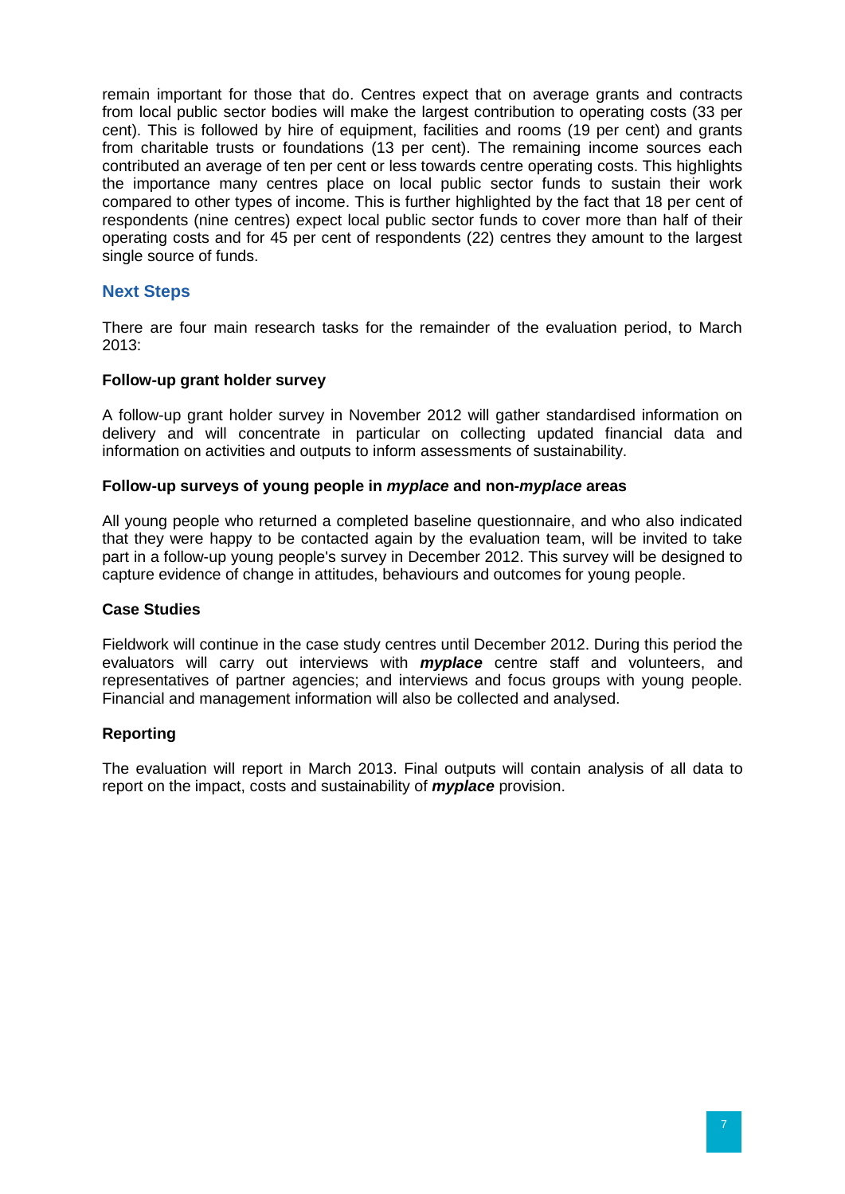remain important for those that do. Centres expect that on average grants and contracts from local public sector bodies will make the largest contribution to operating costs (33 per cent). This is followed by hire of equipment, facilities and rooms (19 per cent) and grants from charitable trusts or foundations (13 per cent). The remaining income sources each contributed an average of ten per cent or less towards centre operating costs. This highlights the importance many centres place on local public sector funds to sustain their work compared to other types of income. This is further highlighted by the fact that 18 per cent of respondents (nine centres) expect local public sector funds to cover more than half of their operating costs and for 45 per cent of respondents (22) centres they amount to the largest single source of funds.

## Next Steps

There are four main research tasks for the remainder of the evaluation period, to March 2013:

**Follow-up grant holder survey**

A follow-up grant holder survey in November 2012 will gather standardised information on delivery and will concentrate in particular on collecting updated financial data and information on activities and outputs to inform assessments of sustainability.

**Follow-up surveys of young people in *myplace* and non-*myplace* areas**

All young people who returned a completed baseline questionnaire, and who also indicated that they were happy to be contacted again by the evaluation team, will be invited to take part in a follow-up young people's survey in December 2012. This survey will be designed to capture evidence of change in attitudes, behaviours and outcomes for young people.

**Case Studies**

Fieldwork will continue in the case study centres until December 2012. During this period the evaluators will carry out interviews with ***myplace*** centre staff and volunteers, and representatives of partner agencies; and interviews and focus groups with young people. Financial and management information will also be collected and analysed.

**Reporting**

The evaluation will report in March 2013. Final outputs will contain analysis of all data to report on the impact, costs and sustainability of ***myplace*** provision.